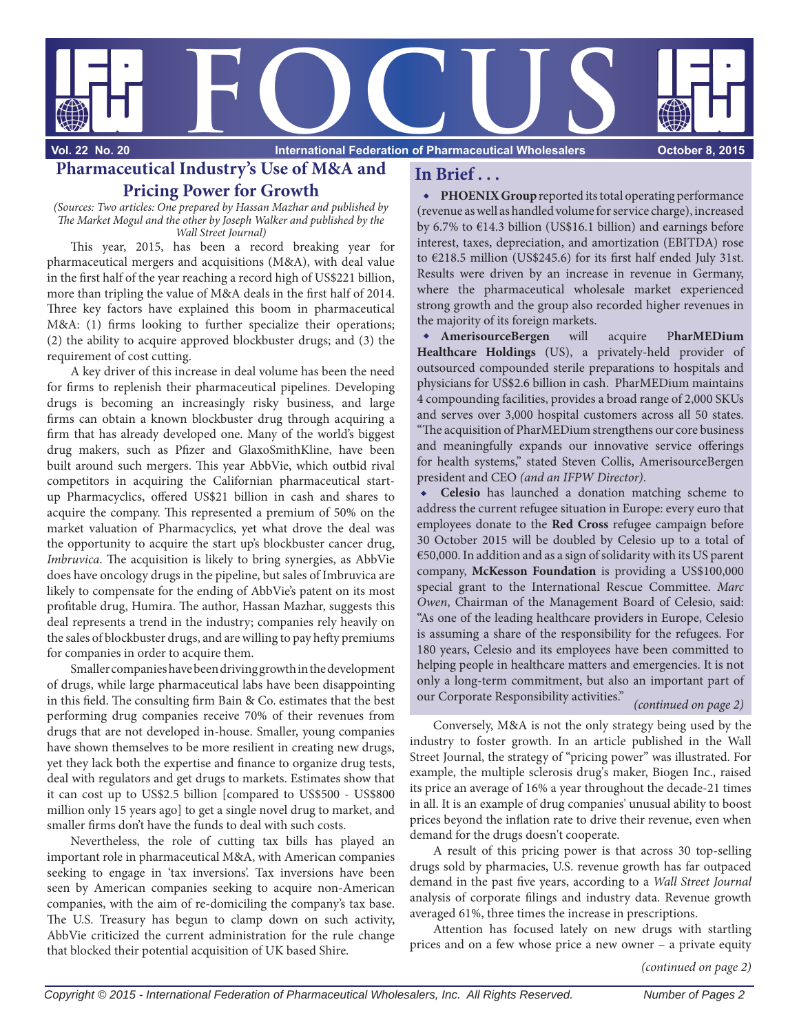# FOCUS

**Vol. 22 No. 20 — International Federation of Pharmaceutical Wholesalers — October 8, 2015**

## Pharmaceutical Industry's Use of M&A and Pricing Power for Growth

*(Sources: Two articles: One prepared by Hassan Mazhar and published by The Market Mogul and the other by Joseph Walker and published by the Wall Street Journal)*

This year, 2015, has been a record breaking year for pharmaceutical mergers and acquisitions (M&A), with deal value in the first half of the year reaching a record high of US$221 billion, more than tripling the value of M&A deals in the first half of 2014. Three key factors have explained this boom in pharmaceutical M&A: (1) firms looking to further specialize their operations; (2) the ability to acquire approved blockbuster drugs; and (3) the requirement of cost cutting.

A key driver of this increase in deal volume has been the need for firms to replenish their pharmaceutical pipelines. Developing drugs is becoming an increasingly risky business, and large firms can obtain a known blockbuster drug through acquiring a firm that has already developed one. Many of the world's biggest drug makers, such as Pfizer and GlaxoSmithKline, have been built around such mergers. This year AbbVie, which outbid rival competitors in acquiring the Californian pharmaceutical start-up Pharmacyclics, offered US$21 billion in cash and shares to acquire the company. This represented a premium of 50% on the market valuation of Pharmacyclics, yet what drove the deal was the opportunity to acquire the start up's blockbuster cancer drug, *Imbruvica*. The acquisition is likely to bring synergies, as AbbVie does have oncology drugs in the pipeline, but sales of Imbruvica are likely to compensate for the ending of AbbVie's patent on its most profitable drug, Humira. The author, Hassan Mazhar, suggests this deal represents a trend in the industry; companies rely heavily on the sales of blockbuster drugs, and are willing to pay hefty premiums for companies in order to acquire them.

Smaller companies have been driving growth in the development of drugs, while large pharmaceutical labs have been disappointing in this field. The consulting firm Bain & Co. estimates that the best performing drug companies receive 70% of their revenues from drugs that are not developed in-house. Smaller, young companies have shown themselves to be more resilient in creating new drugs, yet they lack both the expertise and finance to organize drug tests, deal with regulators and get drugs to markets. Estimates show that it can cost up to US$2.5 billion [compared to US$500 - US$800 million only 15 years ago] to get a single novel drug to market, and smaller firms don't have the funds to deal with such costs.

Nevertheless, the role of cutting tax bills has played an important role in pharmaceutical M&A, with American companies seeking to engage in 'tax inversions'. Tax inversions have been seen by American companies seeking to acquire non-American companies, with the aim of re-domiciling the company's tax base. The U.S. Treasury has begun to clamp down on such activity, AbbVie criticized the current administration for the rule change that blocked their potential acquisition of UK based Shire.

Conversely, M&A is not the only strategy being used by the industry to foster growth. In an article published in the Wall Street Journal, the strategy of "pricing power" was illustrated. For example, the multiple sclerosis drug's maker, Biogen Inc., raised its price an average of 16% a year throughout the decade-21 times in all. It is an example of drug companies' unusual ability to boost prices beyond the inflation rate to drive their revenue, even when demand for the drugs doesn't cooperate.

A result of this pricing power is that across 30 top-selling drugs sold by pharmacies, U.S. revenue growth has far outpaced demand in the past five years, according to a *Wall Street Journal* analysis of corporate filings and industry data. Revenue growth averaged 61%, three times the increase in prescriptions.

Attention has focused lately on new drugs with startling prices and on a few whose price a new owner – a private equity

*(continued on page 2)*

## In Brief . . .

- **PHOENIX Group** reported its total operating performance (revenue as well as handled volume for service charge), increased by 6.7% to €14.3 billion (US$16.1 billion) and earnings before interest, taxes, depreciation, and amortization (EBITDA) rose to €218.5 million (US$245.6) for its first half ended July 31st. Results were driven by an increase in revenue in Germany, where the pharmaceutical wholesale market experienced strong growth and the group also recorded higher revenues in the majority of its foreign markets.
- **AmerisourceBergen** will acquire P**harMEDium Healthcare Holdings** (US), a privately-held provider of outsourced compounded sterile preparations to hospitals and physicians for US$2.6 billion in cash. PharMEDium maintains 4 compounding facilities, provides a broad range of 2,000 SKUs and serves over 3,000 hospital customers across all 50 states. "The acquisition of PharMEDium strengthens our core business and meaningfully expands our innovative service offerings for health systems," stated Steven Collis, AmerisourceBergen president and CEO *(and an IFPW Director)*.
- **Celesio** has launched a donation matching scheme to address the current refugee situation in Europe: every euro that employees donate to the **Red Cross** refugee campaign before 30 October 2015 will be doubled by Celesio up to a total of €50,000. In addition and as a sign of solidarity with its US parent company, **McKesson Foundation** is providing a US$100,000 special grant to the International Rescue Committee. *Marc Owen*, Chairman of the Management Board of Celesio, said: "As one of the leading healthcare providers in Europe, Celesio is assuming a share of the responsibility for the refugees. For 180 years, Celesio and its employees have been committed to helping people in healthcare matters and emergencies. It is not only a long-term commitment, but also an important part of our Corporate Responsibility activities." *(continued on page 2)*

Copyright © 2015 - International Federation of Pharmaceutical Wholesalers, Inc. All Rights Reserved. Number of Pages 2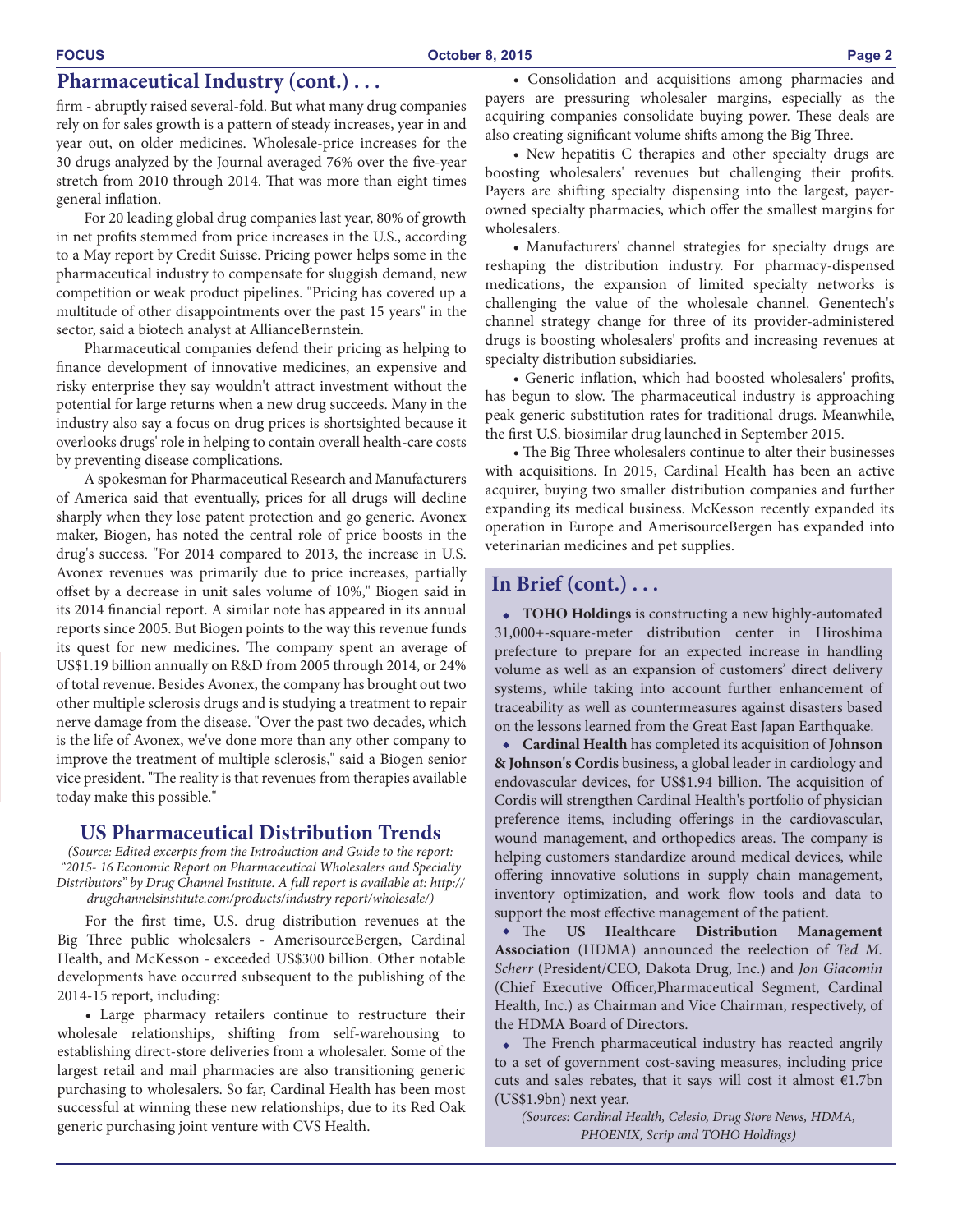## Pharmaceutical Industry (cont.) . . .

firm - abruptly raised several-fold. But what many drug companies rely on for sales growth is a pattern of steady increases, year in and year out, on older medicines. Wholesale-price increases for the 30 drugs analyzed by the Journal averaged 76% over the five-year stretch from 2010 through 2014. That was more than eight times general inflation.

For 20 leading global drug companies last year, 80% of growth in net profits stemmed from price increases in the U.S., according to a May report by Credit Suisse. Pricing power helps some in the pharmaceutical industry to compensate for sluggish demand, new competition or weak product pipelines. "Pricing has covered up a multitude of other disappointments over the past 15 years" in the sector, said a biotech analyst at AllianceBernstein.

Pharmaceutical companies defend their pricing as helping to finance development of innovative medicines, an expensive and risky enterprise they say wouldn't attract investment without the potential for large returns when a new drug succeeds. Many in the industry also say a focus on drug prices is shortsighted because it overlooks drugs' role in helping to contain overall health-care costs by preventing disease complications.

A spokesman for Pharmaceutical Research and Manufacturers of America said that eventually, prices for all drugs will decline sharply when they lose patent protection and go generic. Avonex maker, Biogen, has noted the central role of price boosts in the drug's success. "For 2014 compared to 2013, the increase in U.S. Avonex revenues was primarily due to price increases, partially offset by a decrease in unit sales volume of 10%," Biogen said in its 2014 financial report. A similar note has appeared in its annual reports since 2005. But Biogen points to the way this revenue funds its quest for new medicines. The company spent an average of US$1.19 billion annually on R&D from 2005 through 2014, or 24% of total revenue. Besides Avonex, the company has brought out two other multiple sclerosis drugs and is studying a treatment to repair nerve damage from the disease. "Over the past two decades, which is the life of Avonex, we've done more than any other company to improve the treatment of multiple sclerosis," said a Biogen senior vice president. "The reality is that revenues from therapies available today make this possible."

## US Pharmaceutical Distribution Trends

*(Source: Edited excerpts from the Introduction and Guide to the report: "2015- 16 Economic Report on Pharmaceutical Wholesalers and Specialty Distributors" by Drug Channel Institute. A full report is available at: http://drugchannelsinstitute.com/products/industry report/wholesale/)*

For the first time, U.S. drug distribution revenues at the Big Three public wholesalers - AmerisourceBergen, Cardinal Health, and McKesson - exceeded US$300 billion. Other notable developments have occurred subsequent to the publishing of the 2014-15 report, including:

- Large pharmacy retailers continue to restructure their wholesale relationships, shifting from self-warehousing to establishing direct-store deliveries from a wholesaler. Some of the largest retail and mail pharmacies are also transitioning generic purchasing to wholesalers. So far, Cardinal Health has been most successful at winning these new relationships, due to its Red Oak generic purchasing joint venture with CVS Health.
- Consolidation and acquisitions among pharmacies and payers are pressuring wholesaler margins, especially as the acquiring companies consolidate buying power. These deals are also creating significant volume shifts among the Big Three.
- New hepatitis C therapies and other specialty drugs are boosting wholesalers' revenues but challenging their profits. Payers are shifting specialty dispensing into the largest, payer-owned specialty pharmacies, which offer the smallest margins for wholesalers.
- Manufacturers' channel strategies for specialty drugs are reshaping the distribution industry. For pharmacy-dispensed medications, the expansion of limited specialty networks is challenging the value of the wholesale channel. Genentech's channel strategy change for three of its provider-administered drugs is boosting wholesalers' profits and increasing revenues at specialty distribution subsidiaries.
- Generic inflation, which had boosted wholesalers' profits, has begun to slow. The pharmaceutical industry is approaching peak generic substitution rates for traditional drugs. Meanwhile, the first U.S. biosimilar drug launched in September 2015.
- The Big Three wholesalers continue to alter their businesses with acquisitions. In 2015, Cardinal Health has been an active acquirer, buying two smaller distribution companies and further expanding its medical business. McKesson recently expanded its operation in Europe and AmerisourceBergen has expanded into veterinarian medicines and pet supplies.

## In Brief (cont.) . . .

- **TOHO Holdings** is constructing a new highly-automated 31,000+-square-meter distribution center in Hiroshima prefecture to prepare for an expected increase in handling volume as well as an expansion of customers' direct delivery systems, while taking into account further enhancement of traceability as well as countermeasures against disasters based on the lessons learned from the Great East Japan Earthquake.
- **Cardinal Health** has completed its acquisition of **Johnson & Johnson's Cordis** business, a global leader in cardiology and endovascular devices, for US$1.94 billion. The acquisition of Cordis will strengthen Cardinal Health's portfolio of physician preference items, including offerings in the cardiovascular, wound management, and orthopedics areas. The company is helping customers standardize around medical devices, while offering innovative solutions in supply chain management, inventory optimization, and work flow tools and data to support the most effective management of the patient.
- The **US Healthcare Distribution Management Association** (HDMA) announced the reelection of *Ted M. Scherr* (President/CEO, Dakota Drug, Inc.) and *Jon Giacomin* (Chief Executive Officer,Pharmaceutical Segment, Cardinal Health, Inc.) as Chairman and Vice Chairman, respectively, of the HDMA Board of Directors.
- The French pharmaceutical industry has reacted angrily to a set of government cost-saving measures, including price cuts and sales rebates, that it says will cost it almost €1.7bn (US$1.9bn) next year.

*(Sources: Cardinal Health, Celesio, Drug Store News, HDMA, PHOENIX, Scrip and TOHO Holdings)*